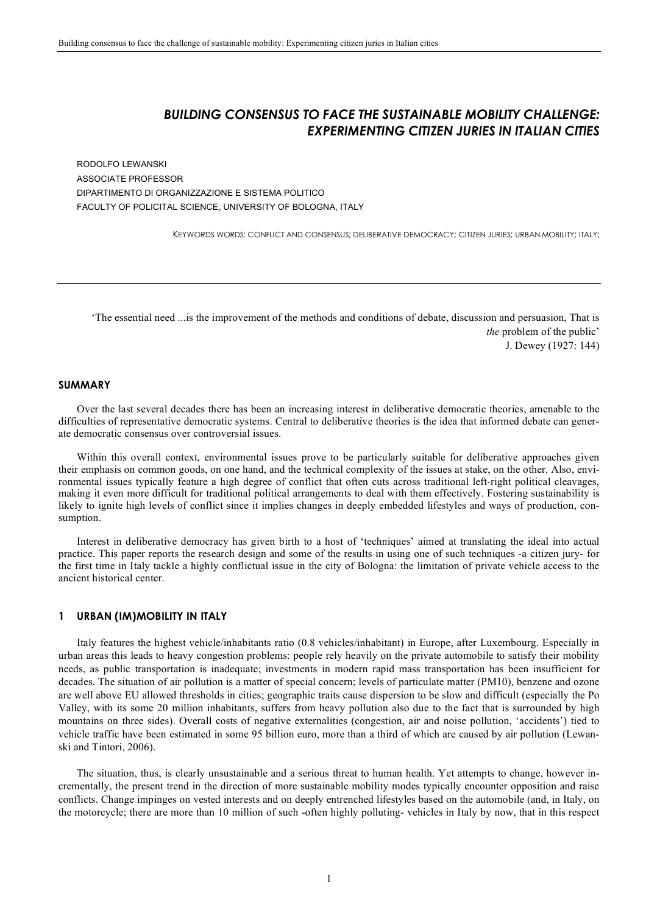# BUILDING CONSENSUS TO FACE THE SUSTAINABLE MOBILITY CHALLENGE: EXPERIMENTING CITIZEN JURIES IN ITALIAN CITIES

RODOLFO LEWANSKI
ASSOCIATE PROFESSOR
DIPARTIMENTO DI ORGANIZZAZIONE E SISTEMA POLITICO
FACULTY OF POLICITAL SCIENCE, UNIVERSITY OF BOLOGNA, ITALY

KEYWORDS WORDS: CONFLICT AND CONSENSUS; DELIBERATIVE DEMOCRACY; CITIZEN JURIES; URBAN MOBILITY; ITALY;

> 'The essential need ...is the improvement of the methods and conditions of debate, discussion and persuasion, That is *the* problem of the public'
> J. Dewey (1927: 144)

## SUMMARY

Over the last several decades there has been an increasing interest in deliberative democratic theories, amenable to the difficulties of representative democratic systems. Central to deliberative theories is the idea that informed debate can generate democratic consensus over controversial issues.

Within this overall context, environmental issues prove to be particularly suitable for deliberative approaches given their emphasis on common goods, on one hand, and the technical complexity of the issues at stake, on the other. Also, environmental issues typically feature a high degree of conflict that often cuts across traditional left-right political cleavages, making it even more difficult for traditional political arrangements to deal with them effectively. Fostering sustainability is likely to ignite high levels of conflict since it implies changes in deeply embedded lifestyles and ways of production, consumption.

Interest in deliberative democracy has given birth to a host of 'techniques' aimed at translating the ideal into actual practice. This paper reports the research design and some of the results in using one of such techniques -a citizen jury- for the first time in Italy tackle a highly conflictual issue in the city of Bologna: the limitation of private vehicle access to the ancient historical center.

## 1 URBAN (IM)MOBILITY IN ITALY

Italy features the highest vehicle/inhabitants ratio (0.8 vehicles/inhabitant) in Europe, after Luxembourg. Especially in urban areas this leads to heavy congestion problems: people rely heavily on the private automobile to satisfy their mobility needs, as public transportation is inadequate; investments in modern rapid mass transportation has been insufficient for decades. The situation of air pollution is a matter of special concern; levels of particulate matter (PM10), benzene and ozone are well above EU allowed thresholds in cities; geographic traits cause dispersion to be slow and difficult (especially the Po Valley, with its some 20 million inhabitants, suffers from heavy pollution also due to the fact that is surrounded by high mountains on three sides). Overall costs of negative externalities (congestion, air and noise pollution, 'accidents') tied to vehicle traffic have been estimated in some 95 billion euro, more than a third of which are caused by air pollution (Lewanski and Tintori, 2006).

The situation, thus, is clearly unsustainable and a serious threat to human health. Yet attempts to change, however incrementally, the present trend in the direction of more sustainable mobility modes typically encounter opposition and raise conflicts. Change impinges on vested interests and on deeply entrenched lifestyles based on the automobile (and, in Italy, on the motorcycle; there are more than 10 million of such -often highly polluting- vehicles in Italy by now, that in this respect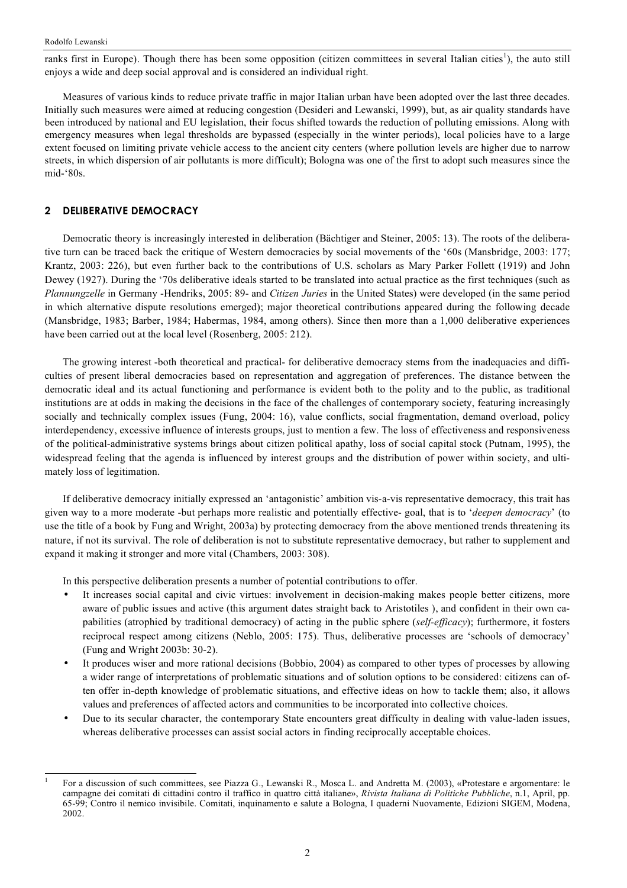ranks first in Europe). Though there has been some opposition (citizen committees in several Italian cities[1]), the auto still enjoys a wide and deep social approval and is considered an individual right.

Measures of various kinds to reduce private traffic in major Italian urban have been adopted over the last three decades. Initially such measures were aimed at reducing congestion (Desideri and Lewanski, 1999), but, as air quality standards have been introduced by national and EU legislation, their focus shifted towards the reduction of polluting emissions. Along with emergency measures when legal thresholds are bypassed (especially in the winter periods), local policies have to a large extent focused on limiting private vehicle access to the ancient city centers (where pollution levels are higher due to narrow streets, in which dispersion of air pollutants is more difficult); Bologna was one of the first to adopt such measures since the mid-'80s.

## 2 DELIBERATIVE DEMOCRACY

Democratic theory is increasingly interested in deliberation (Bächtiger and Steiner, 2005: 13). The roots of the deliberative turn can be traced back the critique of Western democracies by social movements of the '60s (Mansbridge, 2003: 177; Krantz, 2003: 226), but even further back to the contributions of U.S. scholars as Mary Parker Follett (1919) and John Dewey (1927). During the '70s deliberative ideals started to be translated into actual practice as the first techniques (such as *Plannungzelle* in Germany -Hendriks, 2005: 89- and *Citizen Juries* in the United States) were developed (in the same period in which alternative dispute resolutions emerged); major theoretical contributions appeared during the following decade (Mansbridge, 1983; Barber, 1984; Habermas, 1984, among others). Since then more than a 1,000 deliberative experiences have been carried out at the local level (Rosenberg, 2005: 212).

The growing interest -both theoretical and practical- for deliberative democracy stems from the inadequacies and difficulties of present liberal democracies based on representation and aggregation of preferences. The distance between the democratic ideal and its actual functioning and performance is evident both to the polity and to the public, as traditional institutions are at odds in making the decisions in the face of the challenges of contemporary society, featuring increasingly socially and technically complex issues (Fung, 2004: 16), value conflicts, social fragmentation, demand overload, policy interdependency, excessive influence of interests groups, just to mention a few. The loss of effectiveness and responsiveness of the political-administrative systems brings about citizen political apathy, loss of social capital stock (Putnam, 1995), the widespread feeling that the agenda is influenced by interest groups and the distribution of power within society, and ultimately loss of legitimation.

If deliberative democracy initially expressed an 'antagonistic' ambition vis-a-vis representative democracy, this trait has given way to a more moderate -but perhaps more realistic and potentially effective- goal, that is to '*deepen democracy*' (to use the title of a book by Fung and Wright, 2003a) by protecting democracy from the above mentioned trends threatening its nature, if not its survival. The role of deliberation is not to substitute representative democracy, but rather to supplement and expand it making it stronger and more vital (Chambers, 2003: 308).

In this perspective deliberation presents a number of potential contributions to offer.

- It increases social capital and civic virtues: involvement in decision-making makes people better citizens, more aware of public issues and active (this argument dates straight back to Aristotiles ), and confident in their own capabilities (atrophied by traditional democracy) of acting in the public sphere (*self-efficacy*); furthermore, it fosters reciprocal respect among citizens (Neblo, 2005: 175). Thus, deliberative processes are 'schools of democracy' (Fung and Wright 2003b: 30-2).
- It produces wiser and more rational decisions (Bobbio, 2004) as compared to other types of processes by allowing a wider range of interpretations of problematic situations and of solution options to be considered: citizens can often offer in-depth knowledge of problematic situations, and effective ideas on how to tackle them; also, it allows values and preferences of affected actors and communities to be incorporated into collective choices.
- Due to its secular character, the contemporary State encounters great difficulty in dealing with value-laden issues, whereas deliberative processes can assist social actors in finding reciprocally acceptable choices.

[1] For a discussion of such committees, see Piazza G., Lewanski R., Mosca L. and Andretta M. (2003), «Protestare e argomentare: le campagne dei comitati di cittadini contro il traffico in quattro città italiane», *Rivista Italiana di Politiche Pubbliche*, n.1, April, pp. 65-99; Contro il nemico invisibile. Comitati, inquinamento e salute a Bologna, I quaderni Nuovamente, Edizioni SIGEM, Modena, 2002.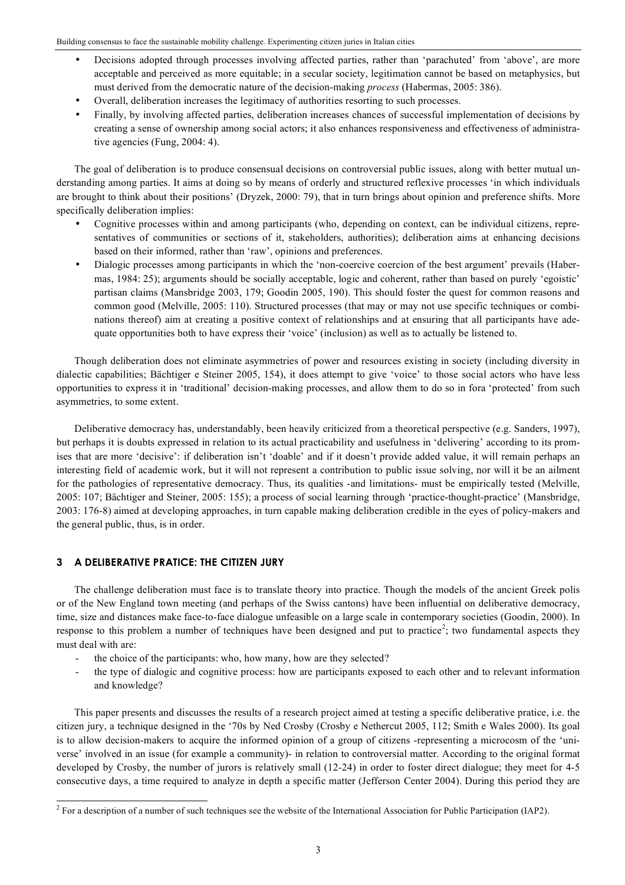- Decisions adopted through processes involving affected parties, rather than 'parachuted' from 'above', are more acceptable and perceived as more equitable; in a secular society, legitimation cannot be based on metaphysics, but must derived from the democratic nature of the decision-making *process* (Habermas, 2005: 386).
- Overall, deliberation increases the legitimacy of authorities resorting to such processes.
- Finally, by involving affected parties, deliberation increases chances of successful implementation of decisions by creating a sense of ownership among social actors; it also enhances responsiveness and effectiveness of administrative agencies (Fung, 2004: 4).

The goal of deliberation is to produce consensual decisions on controversial public issues, along with better mutual understanding among parties. It aims at doing so by means of orderly and structured reflexive processes 'in which individuals are brought to think about their positions' (Dryzek, 2000: 79), that in turn brings about opinion and preference shifts. More specifically deliberation implies:

- Cognitive processes within and among participants (who, depending on context, can be individual citizens, representatives of communities or sections of it, stakeholders, authorities); deliberation aims at enhancing decisions based on their informed, rather than 'raw', opinions and preferences.
- Dialogic processes among participants in which the 'non-coercive coercion of the best argument' prevails (Habermas, 1984: 25); arguments should be socially acceptable, logic and coherent, rather than based on purely 'egoistic' partisan claims (Mansbridge 2003, 179; Goodin 2005, 190). This should foster the quest for common reasons and common good (Melville, 2005: 110). Structured processes (that may or may not use specific techniques or combinations thereof) aim at creating a positive context of relationships and at ensuring that all participants have adequate opportunities both to have express their 'voice' (inclusion) as well as to actually be listened to.

Though deliberation does not eliminate asymmetries of power and resources existing in society (including diversity in dialectic capabilities; Bächtiger e Steiner 2005, 154), it does attempt to give 'voice' to those social actors who have less opportunities to express it in 'traditional' decision-making processes, and allow them to do so in fora 'protected' from such asymmetries, to some extent.

Deliberative democracy has, understandably, been heavily criticized from a theoretical perspective (e.g. Sanders, 1997), but perhaps it is doubts expressed in relation to its actual practicability and usefulness in 'delivering' according to its promises that are more 'decisive': if deliberation isn't 'doable' and if it doesn't provide added value, it will remain perhaps an interesting field of academic work, but it will not represent a contribution to public issue solving, nor will it be an ailment for the pathologies of representative democracy. Thus, its qualities -and limitations- must be empirically tested (Melville, 2005: 107; Bächtiger and Steiner, 2005: 155); a process of social learning through 'practice-thought-practice' (Mansbridge, 2003: 176-8) aimed at developing approaches, in turn capable making deliberation credible in the eyes of policy-makers and the general public, thus, is in order.

## 3 A DELIBERATIVE PRATICE: THE CITIZEN JURY

The challenge deliberation must face is to translate theory into practice. Though the models of the ancient Greek polis or of the New England town meeting (and perhaps of the Swiss cantons) have been influential on deliberative democracy, time, size and distances make face-to-face dialogue unfeasible on a large scale in contemporary societies (Goodin, 2000). In response to this problem a number of techniques have been designed and put to practice[2]; two fundamental aspects they must deal with are:

- the choice of the participants: who, how many, how are they selected?
- the type of dialogic and cognitive process: how are participants exposed to each other and to relevant information and knowledge?

This paper presents and discusses the results of a research project aimed at testing a specific deliberative pratice, i.e. the citizen jury, a technique designed in the '70s by Ned Crosby (Crosby e Nethercut 2005, 112; Smith e Wales 2000). Its goal is to allow decision-makers to acquire the informed opinion of a group of citizens -representing a microcosm of the 'universe' involved in an issue (for example a community)- in relation to controversial matter. According to the original format developed by Crosby, the number of jurors is relatively small (12-24) in order to foster direct dialogue; they meet for 4-5 consecutive days, a time required to analyze in depth a specific matter (Jefferson Center 2004). During this period they are

[2] For a description of a number of such techniques see the website of the International Association for Public Participation (IAP2).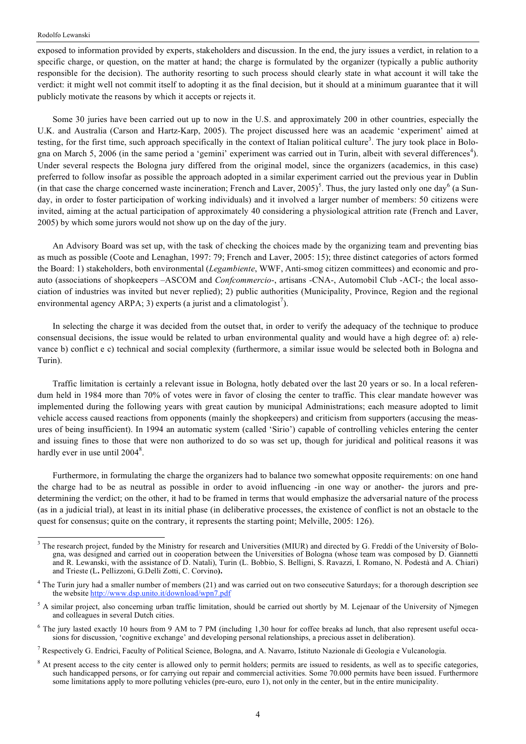exposed to information provided by experts, stakeholders and discussion. In the end, the jury issues a verdict, in relation to a specific charge, or question, on the matter at hand; the charge is formulated by the organizer (typically a public authority responsible for the decision). The authority resorting to such process should clearly state in what account it will take the verdict: it might well not commit itself to adopting it as the final decision, but it should at a minimum guarantee that it will publicly motivate the reasons by which it accepts or rejects it.

Some 30 juries have been carried out up to now in the U.S. and approximately 200 in other countries, especially the U.K. and Australia (Carson and Hartz-Karp, 2005). The project discussed here was an academic 'experiment' aimed at testing, for the first time, such approach specifically in the context of Italian political culture[3]. The jury took place in Bologna on March 5, 2006 (in the same period a 'gemini' experiment was carried out in Turin, albeit with several differences[4]). Under several respects the Bologna jury differed from the original model, since the organizers (academics, in this case) preferred to follow insofar as possible the approach adopted in a similar experiment carried out the previous year in Dublin (in that case the charge concerned waste incineration; French and Laver, 2005)[5]. Thus, the jury lasted only one day[6] (a Sunday, in order to foster participation of working individuals) and it involved a larger number of members: 50 citizens were invited, aiming at the actual participation of approximately 40 considering a physiological attrition rate (French and Laver, 2005) by which some jurors would not show up on the day of the jury.

An Advisory Board was set up, with the task of checking the choices made by the organizing team and preventing bias as much as possible (Coote and Lenaghan, 1997: 79; French and Laver, 2005: 15); three distinct categories of actors formed the Board: 1) stakeholders, both environmental (*Legambiente*, WWF, Anti-smog citizen committees) and economic and pro-auto (associations of shopkeepers –ASCOM and *Confcommercio*-, artisans -CNA-, Automobil Club -ACI-; the local association of industries was invited but never replied); 2) public authorities (Municipality, Province, Region and the regional environmental agency ARPA; 3) experts (a jurist and a climatologist[7]).

In selecting the charge it was decided from the outset that, in order to verify the adequacy of the technique to produce consensual decisions, the issue would be related to urban environmental quality and would have a high degree of: a) relevance b) conflict e c) technical and social complexity (furthermore, a similar issue would be selected both in Bologna and Turin).

Traffic limitation is certainly a relevant issue in Bologna, hotly debated over the last 20 years or so. In a local referendum held in 1984 more than 70% of votes were in favor of closing the center to traffic. This clear mandate however was implemented during the following years with great caution by municipal Administrations; each measure adopted to limit vehicle access caused reactions from opponents (mainly the shopkeepers) and criticism from supporters (accusing the measures of being insufficient). In 1994 an automatic system (called 'Sirio') capable of controlling vehicles entering the center and issuing fines to those that were non authorized to do so was set up, though for juridical and political reasons it was hardly ever in use until 2004[8].

Furthermore, in formulating the charge the organizers had to balance two somewhat opposite requirements: on one hand the charge had to be as neutral as possible in order to avoid influencing -in one way or another- the jurors and predetermining the verdict; on the other, it had to be framed in terms that would emphasize the adversarial nature of the process (as in a judicial trial), at least in its initial phase (in deliberative processes, the existence of conflict is not an obstacle to the quest for consensus; quite on the contrary, it represents the starting point; Melville, 2005: 126).

---

[3] The research project, funded by the Ministry for research and Universities (MIUR) and directed by G. Freddi of the University of Bologna, was designed and carried out in cooperation between the Universities of Bologna (whose team was composed by D. Giannetti and R. Lewanski, with the assistance of D. Natali), Turin (L. Bobbio, S. Belligni, S. Ravazzi, I. Romano, N. Podestà and A. Chiari) and Trieste (L**.** Pellizzoni, G.Delli Zotti, C. Corvino**).**

[4] The Turin jury had a smaller number of members (21) and was carried out on two consecutive Saturdays; for a thorough description see the website http://www.dsp.unito.it/download/wpn7.pdf

[5] A similar project, also concerning urban traffic limitation, should be carried out shortly by M. Lejenaar of the University of Njmegen and colleagues in several Dutch cities.

[6] The jury lasted exactly 10 hours from 9 AM to 7 PM (including 1,30 hour for coffee breaks ad lunch, that also represent useful occasions for discussion, 'cognitive exchange' and developing personal relationships, a precious asset in deliberation).

[7] Respectively G. Endrici, Faculty of Political Science, Bologna, and A. Navarro, Istituto Nazionale di Geologia e Vulcanologia.

[8] At present access to the city center is allowed only to permit holders; permits are issued to residents, as well as to specific categories, such handicapped persons, or for carrying out repair and commercial activities. Some 70.000 permits have been issued. Furthermore some limitations apply to more polluting vehicles (pre-euro, euro 1), not only in the center, but in the entire municipality.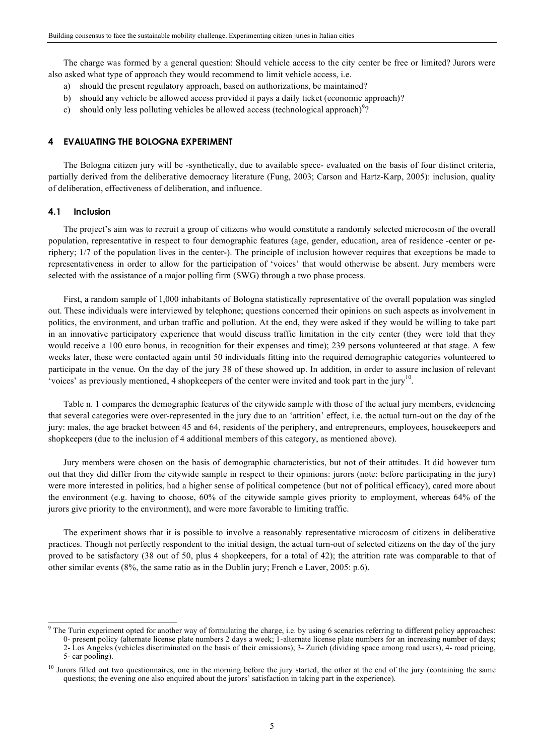The charge was formed by a general question: Should vehicle access to the city center be free or limited? Jurors were also asked what type of approach they would recommend to limit vehicle access, i.e.

a) should the present regulatory approach, based on authorizations, be maintained?
b) should any vehicle be allowed access provided it pays a daily ticket (economic approach)?
c) should only less polluting vehicles be allowed access (technological approach)[9]?

## 4 EVALUATING THE BOLOGNA EXPERIMENT

The Bologna citizen jury will be -synthetically, due to available spece- evaluated on the basis of four distinct criteria, partially derived from the deliberative democracy literature (Fung, 2003; Carson and Hartz-Karp, 2005): inclusion, quality of deliberation, effectiveness of deliberation, and influence.

### 4.1 Inclusion

The project's aim was to recruit a group of citizens who would constitute a randomly selected microcosm of the overall population, representative in respect to four demographic features (age, gender, education, area of residence -center or periphery; 1/7 of the population lives in the center-). The principle of inclusion however requires that exceptions be made to representativeness in order to allow for the participation of 'voices' that would otherwise be absent. Jury members were selected with the assistance of a major polling firm (SWG) through a two phase process.

First, a random sample of 1,000 inhabitants of Bologna statistically representative of the overall population was singled out. These individuals were interviewed by telephone; questions concerned their opinions on such aspects as involvement in politics, the environment, and urban traffic and pollution. At the end, they were asked if they would be willing to take part in an innovative participatory experience that would discuss traffic limitation in the city center (they were told that they would receive a 100 euro bonus, in recognition for their expenses and time); 239 persons volunteered at that stage. A few weeks later, these were contacted again until 50 individuals fitting into the required demographic categories volunteered to participate in the venue. On the day of the jury 38 of these showed up. In addition, in order to assure inclusion of relevant 'voices' as previously mentioned, 4 shopkeepers of the center were invited and took part in the jury[10].

Table n. 1 compares the demographic features of the citywide sample with those of the actual jury members, evidencing that several categories were over-represented in the jury due to an 'attrition' effect, i.e. the actual turn-out on the day of the jury: males, the age bracket between 45 and 64, residents of the periphery, and entrepreneurs, employees, housekeepers and shopkeepers (due to the inclusion of 4 additional members of this category, as mentioned above).

Jury members were chosen on the basis of demographic characteristics, but not of their attitudes. It did however turn out that they did differ from the citywide sample in respect to their opinions: jurors (note: before participating in the jury) were more interested in politics, had a higher sense of political competence (but not of political efficacy), cared more about the environment (e.g. having to choose, 60% of the citywide sample gives priority to employment, whereas 64% of the jurors give priority to the environment), and were more favorable to limiting traffic.

The experiment shows that it is possible to involve a reasonably representative microcosm of citizens in deliberative practices. Though not perfectly respondent to the initial design, the actual turn-out of selected citizens on the day of the jury proved to be satisfactory (38 out of 50, plus 4 shopkeepers, for a total of 42); the attrition rate was comparable to that of other similar events (8%, the same ratio as in the Dublin jury; French e Laver, 2005: p.6).

---

[9] The Turin experiment opted for another way of formulating the charge, i.e. by using 6 scenarios referring to different policy approaches: 0- present policy (alternate license plate numbers 2 days a week; 1-alternate license plate numbers for an increasing number of days; 2- Los Angeles (vehicles discriminated on the basis of their emissions); 3- Zurich (dividing space among road users), 4- road pricing, 5- car pooling).

[10] Jurors filled out two questionnaires, one in the morning before the jury started, the other at the end of the jury (containing the same questions; the evening one also enquired about the jurors' satisfaction in taking part in the experience).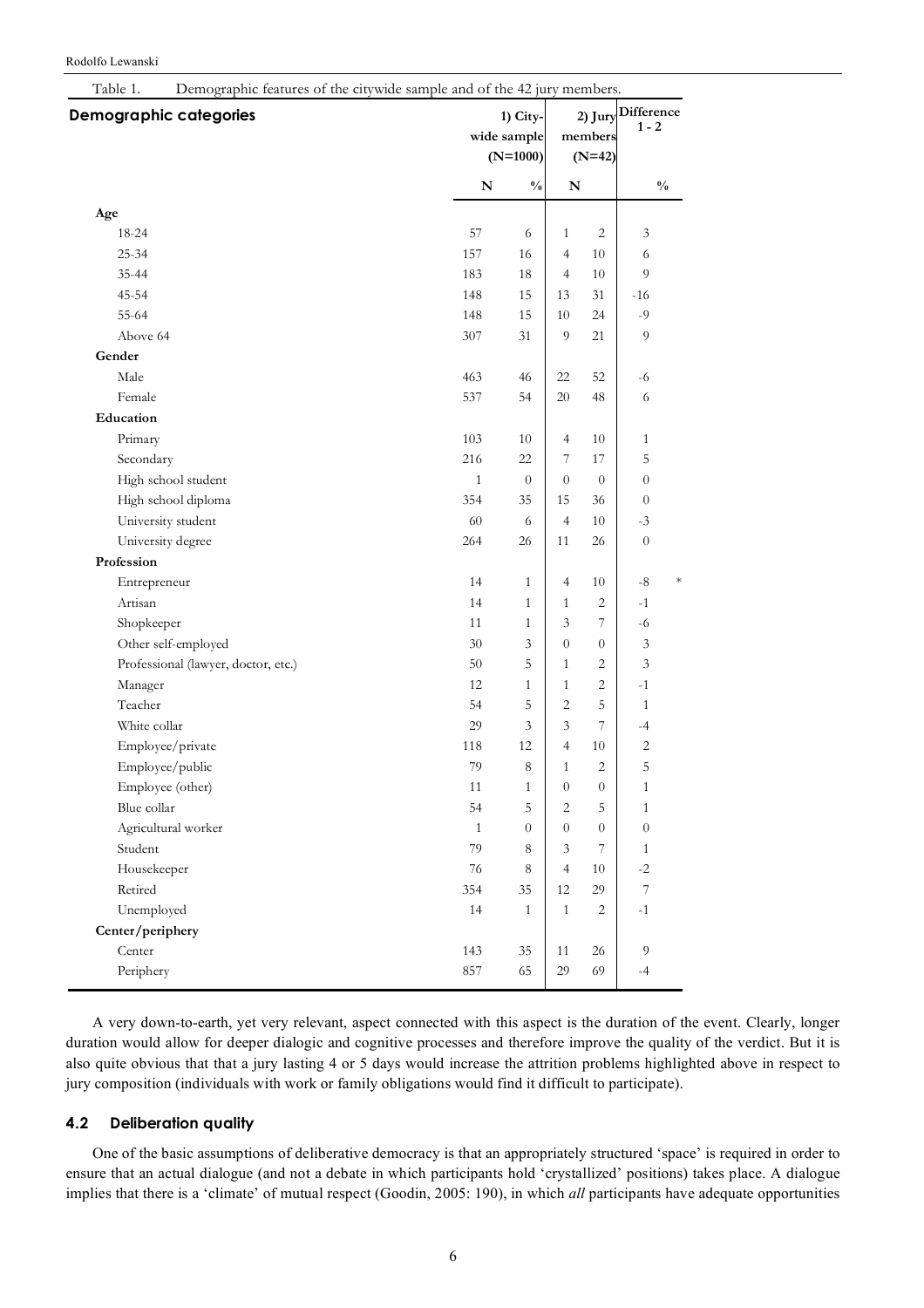Table 1. Demographic features of the citywide sample and of the 42 jury members.

| Demographic categories | 1) City-wide sample (N=1000) | | 2) Jury members (N=42) | | Difference 1 - 2 | |
|---|---|---|---|---|---|---|
| | N | % | N | | % | |
| **Age** | | | | | | |
| 18-24 | 57 | 6 | 1 | 2 | 3 | |
| 25-34 | 157 | 16 | 4 | 10 | 6 | |
| 35-44 | 183 | 18 | 4 | 10 | 9 | |
| 45-54 | 148 | 15 | 13 | 31 | -16 | |
| 55-64 | 148 | 15 | 10 | 24 | -9 | |
| Above 64 | 307 | 31 | 9 | 21 | 9 | |
| **Gender** | | | | | | |
| Male | 463 | 46 | 22 | 52 | -6 | |
| Female | 537 | 54 | 20 | 48 | 6 | |
| **Education** | | | | | | |
| Primary | 103 | 10 | 4 | 10 | 1 | |
| Secondary | 216 | 22 | 7 | 17 | 5 | |
| High school student | 1 | 0 | 0 | 0 | 0 | |
| High school diploma | 354 | 35 | 15 | 36 | 0 | |
| University student | 60 | 6 | 4 | 10 | -3 | |
| University degree | 264 | 26 | 11 | 26 | 0 | |
| **Profession** | | | | | | |
| Entrepreneur | 14 | 1 | 4 | 10 | -8 | * |
| Artisan | 14 | 1 | 1 | 2 | -1 | |
| Shopkeeper | 11 | 1 | 3 | 7 | -6 | |
| Other self-employed | 30 | 3 | 0 | 0 | 3 | |
| Professional (lawyer, doctor, etc.) | 50 | 5 | 1 | 2 | 3 | |
| Manager | 12 | 1 | 1 | 2 | -1 | |
| Teacher | 54 | 5 | 2 | 5 | 1 | |
| White collar | 29 | 3 | 3 | 7 | -4 | |
| Employee/private | 118 | 12 | 4 | 10 | 2 | |
| Employee/public | 79 | 8 | 1 | 2 | 5 | |
| Employee (other) | 11 | 1 | 0 | 0 | 1 | |
| Blue collar | 54 | 5 | 2 | 5 | 1 | |
| Agricultural worker | 1 | 0 | 0 | 0 | 0 | |
| Student | 79 | 8 | 3 | 7 | 1 | |
| Housekeeper | 76 | 8 | 4 | 10 | -2 | |
| Retired | 354 | 35 | 12 | 29 | 7 | |
| Unemployed | 14 | 1 | 1 | 2 | -1 | |
| **Center/periphery** | | | | | | |
| Center | 143 | 35 | 11 | 26 | 9 | |
| Periphery | 857 | 65 | 29 | 69 | -4 | |

A very down-to-earth, yet very relevant, aspect connected with this aspect is the duration of the event. Clearly, longer duration would allow for deeper dialogic and cognitive processes and therefore improve the quality of the verdict. But it is also quite obvious that that a jury lasting 4 or 5 days would increase the attrition problems highlighted above in respect to jury composition (individuals with work or family obligations would find it difficult to participate).

### 4.2 Deliberation quality

One of the basic assumptions of deliberative democracy is that an appropriately structured 'space' is required in order to ensure that an actual dialogue (and not a debate in which participants hold 'crystallized' positions) takes place. A dialogue implies that there is a 'climate' of mutual respect (Goodin, 2005: 190), in which *all* participants have adequate opportunities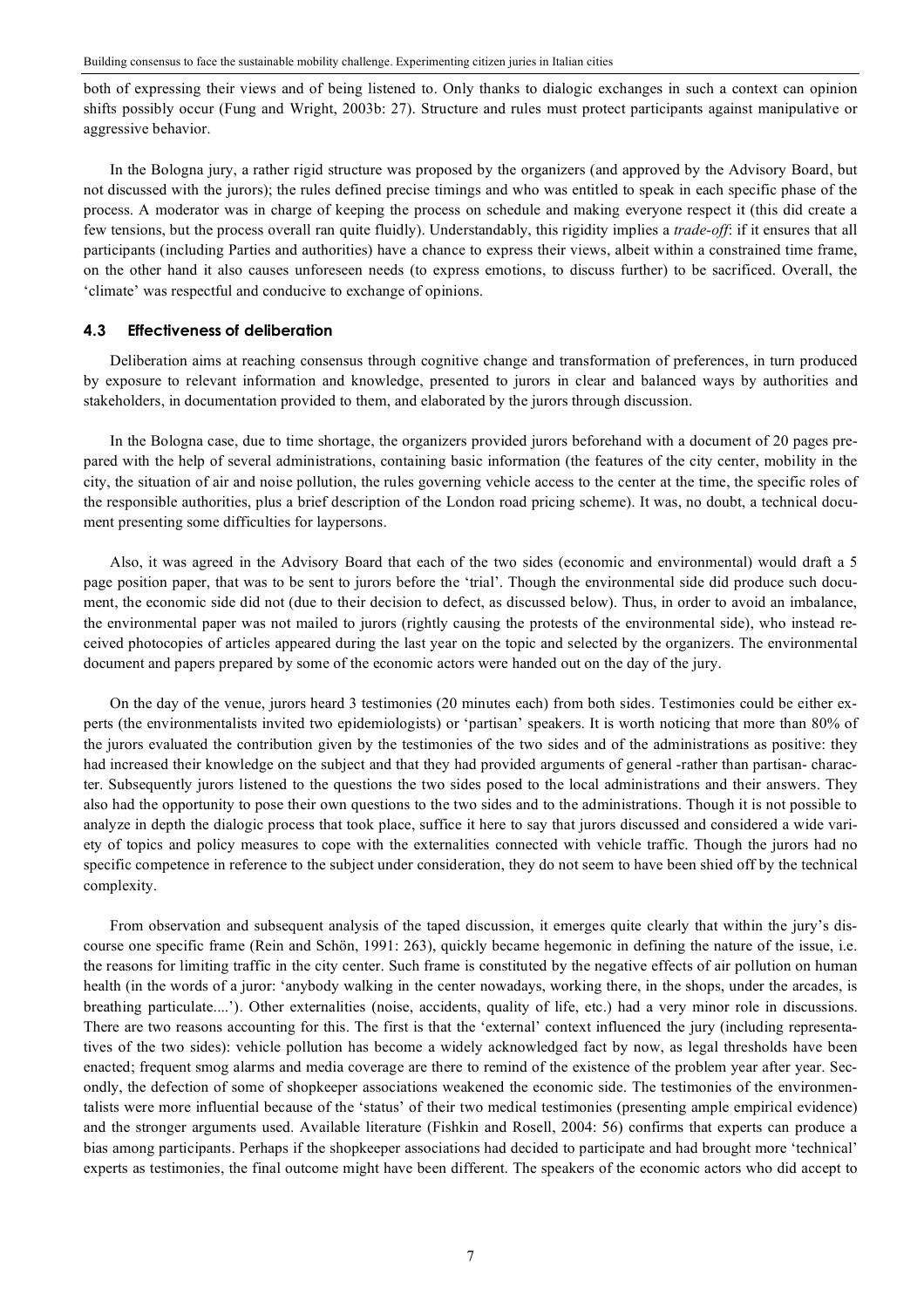both of expressing their views and of being listened to. Only thanks to dialogic exchanges in such a context can opinion shifts possibly occur (Fung and Wright, 2003b: 27). Structure and rules must protect participants against manipulative or aggressive behavior.

In the Bologna jury, a rather rigid structure was proposed by the organizers (and approved by the Advisory Board, but not discussed with the jurors); the rules defined precise timings and who was entitled to speak in each specific phase of the process. A moderator was in charge of keeping the process on schedule and making everyone respect it (this did create a few tensions, but the process overall ran quite fluidly). Understandably, this rigidity implies a *trade-off*: if it ensures that all participants (including Parties and authorities) have a chance to express their views, albeit within a constrained time frame, on the other hand it also causes unforeseen needs (to express emotions, to discuss further) to be sacrificed. Overall, the 'climate' was respectful and conducive to exchange of opinions.

### 4.3 Effectiveness of deliberation

Deliberation aims at reaching consensus through cognitive change and transformation of preferences, in turn produced by exposure to relevant information and knowledge, presented to jurors in clear and balanced ways by authorities and stakeholders, in documentation provided to them, and elaborated by the jurors through discussion.

In the Bologna case, due to time shortage, the organizers provided jurors beforehand with a document of 20 pages prepared with the help of several administrations, containing basic information (the features of the city center, mobility in the city, the situation of air and noise pollution, the rules governing vehicle access to the center at the time, the specific roles of the responsible authorities, plus a brief description of the London road pricing scheme). It was, no doubt, a technical document presenting some difficulties for laypersons.

Also, it was agreed in the Advisory Board that each of the two sides (economic and environmental) would draft a 5 page position paper, that was to be sent to jurors before the 'trial'. Though the environmental side did produce such document, the economic side did not (due to their decision to defect, as discussed below). Thus, in order to avoid an imbalance, the environmental paper was not mailed to jurors (rightly causing the protests of the environmental side), who instead received photocopies of articles appeared during the last year on the topic and selected by the organizers. The environmental document and papers prepared by some of the economic actors were handed out on the day of the jury.

On the day of the venue, jurors heard 3 testimonies (20 minutes each) from both sides. Testimonies could be either experts (the environmentalists invited two epidemiologists) or 'partisan' speakers. It is worth noticing that more than 80% of the jurors evaluated the contribution given by the testimonies of the two sides and of the administrations as positive: they had increased their knowledge on the subject and that they had provided arguments of general -rather than partisan- character. Subsequently jurors listened to the questions the two sides posed to the local administrations and their answers. They also had the opportunity to pose their own questions to the two sides and to the administrations. Though it is not possible to analyze in depth the dialogic process that took place, suffice it here to say that jurors discussed and considered a wide variety of topics and policy measures to cope with the externalities connected with vehicle traffic. Though the jurors had no specific competence in reference to the subject under consideration, they do not seem to have been shied off by the technical complexity.

From observation and subsequent analysis of the taped discussion, it emerges quite clearly that within the jury's discourse one specific frame (Rein and Schön, 1991: 263), quickly became hegemonic in defining the nature of the issue, i.e. the reasons for limiting traffic in the city center. Such frame is constituted by the negative effects of air pollution on human health (in the words of a juror: 'anybody walking in the center nowadays, working there, in the shops, under the arcades, is breathing particulate....'). Other externalities (noise, accidents, quality of life, etc.) had a very minor role in discussions. There are two reasons accounting for this. The first is that the 'external' context influenced the jury (including representatives of the two sides): vehicle pollution has become a widely acknowledged fact by now, as legal thresholds have been enacted; frequent smog alarms and media coverage are there to remind of the existence of the problem year after year. Secondly, the defection of some of shopkeeper associations weakened the economic side. The testimonies of the environmentalists were more influential because of the 'status' of their two medical testimonies (presenting ample empirical evidence) and the stronger arguments used. Available literature (Fishkin and Rosell, 2004: 56) confirms that experts can produce a bias among participants. Perhaps if the shopkeeper associations had decided to participate and had brought more 'technical' experts as testimonies, the final outcome might have been different. The speakers of the economic actors who did accept to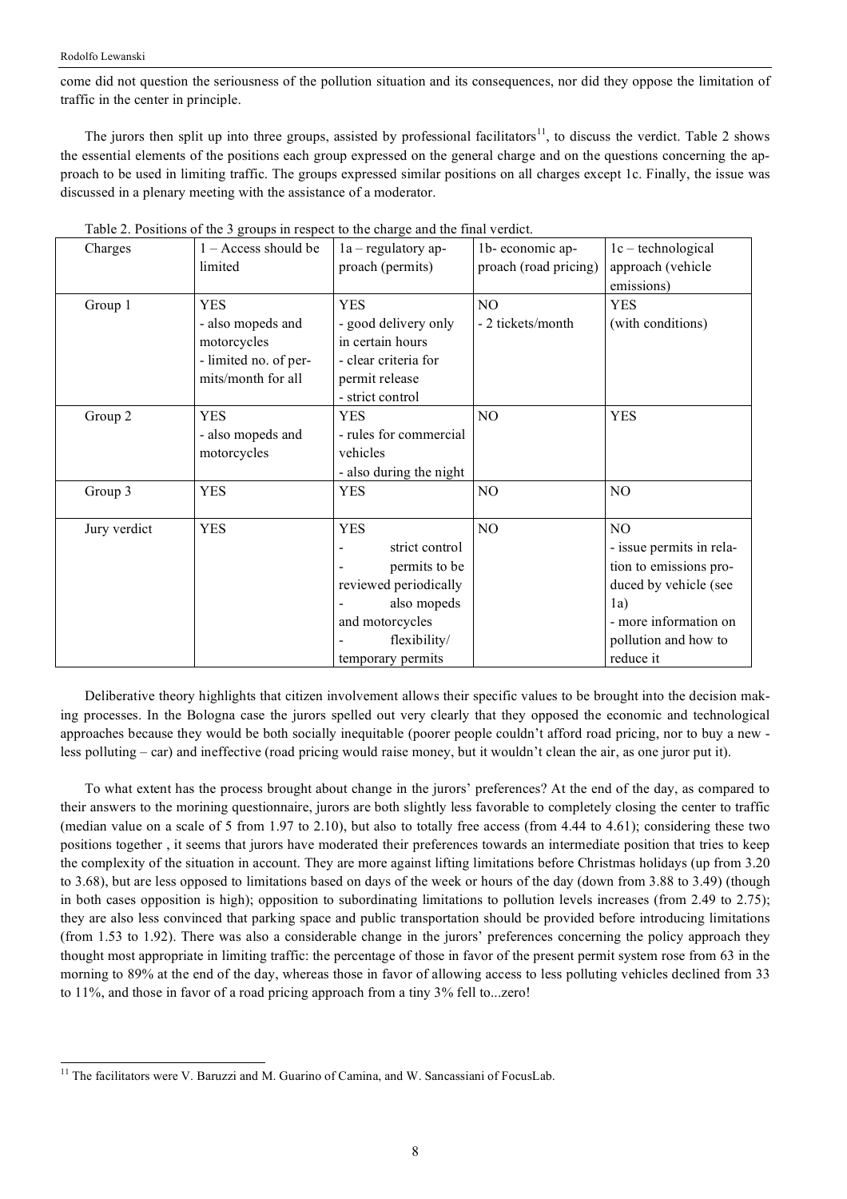come did not question the seriousness of the pollution situation and its consequences, nor did they oppose the limitation of traffic in the center in principle.

The jurors then split up into three groups, assisted by professional facilitators[11], to discuss the verdict. Table 2 shows the essential elements of the positions each group expressed on the general charge and on the questions concerning the approach to be used in limiting traffic. The groups expressed similar positions on all charges except 1c. Finally, the issue was discussed in a plenary meeting with the assistance of a moderator.

Table 2. Positions of the 3 groups in respect to the charge and the final verdict.

| Charges | 1 – Access should be limited | 1a – regulatory approach (permits) | 1b- economic approach (road pricing) | 1c – technological approach (vehicle emissions) |
|---|---|---|---|---|
| Group 1 | YES<br>- also mopeds and motorcycles<br>- limited no. of permits/month for all | YES<br>- good delivery only in certain hours<br>- clear criteria for permit release<br>- strict control | NO<br>- 2 tickets/month | YES<br>(with conditions) |
| Group 2 | YES<br>- also mopeds and motorcycles | YES<br>- rules for commercial vehicles<br>- also during the night | NO | YES |
| Group 3 | YES | YES | NO | NO |
| Jury verdict | YES | YES<br>- strict control<br>- permits to be reviewed periodically<br>- also mopeds and motorcycles<br>- flexibility/ temporary permits | NO | NO<br>- issue permits in relation to emissions produced by vehicle (see 1a)<br>- more information on pollution and how to reduce it |

Deliberative theory highlights that citizen involvement allows their specific values to be brought into the decision making processes. In the Bologna case the jurors spelled out very clearly that they opposed the economic and technological approaches because they would be both socially inequitable (poorer people couldn't afford road pricing, nor to buy a new - less polluting – car) and ineffective (road pricing would raise money, but it wouldn't clean the air, as one juror put it).

To what extent has the process brought about change in the jurors' preferences? At the end of the day, as compared to their answers to the morining questionnaire, jurors are both slightly less favorable to completely closing the center to traffic (median value on a scale of 5 from 1.97 to 2.10), but also to totally free access (from 4.44 to 4.61); considering these two positions together , it seems that jurors have moderated their preferences towards an intermediate position that tries to keep the complexity of the situation in account. They are more against lifting limitations before Christmas holidays (up from 3.20 to 3.68), but are less opposed to limitations based on days of the week or hours of the day (down from 3.88 to 3.49) (though in both cases opposition is high); opposition to subordinating limitations to pollution levels increases (from 2.49 to 2.75); they are also less convinced that parking space and public transportation should be provided before introducing limitations (from 1.53 to 1.92). There was also a considerable change in the jurors' preferences concerning the policy approach they thought most appropriate in limiting traffic: the percentage of those in favor of the present permit system rose from 63 in the morning to 89% at the end of the day, whereas those in favor of allowing access to less polluting vehicles declined from 33 to 11%, and those in favor of a road pricing approach from a tiny 3% fell to...zero!

[11] The facilitators were V. Baruzzi and M. Guarino of Camina, and W. Sancassiani of FocusLab.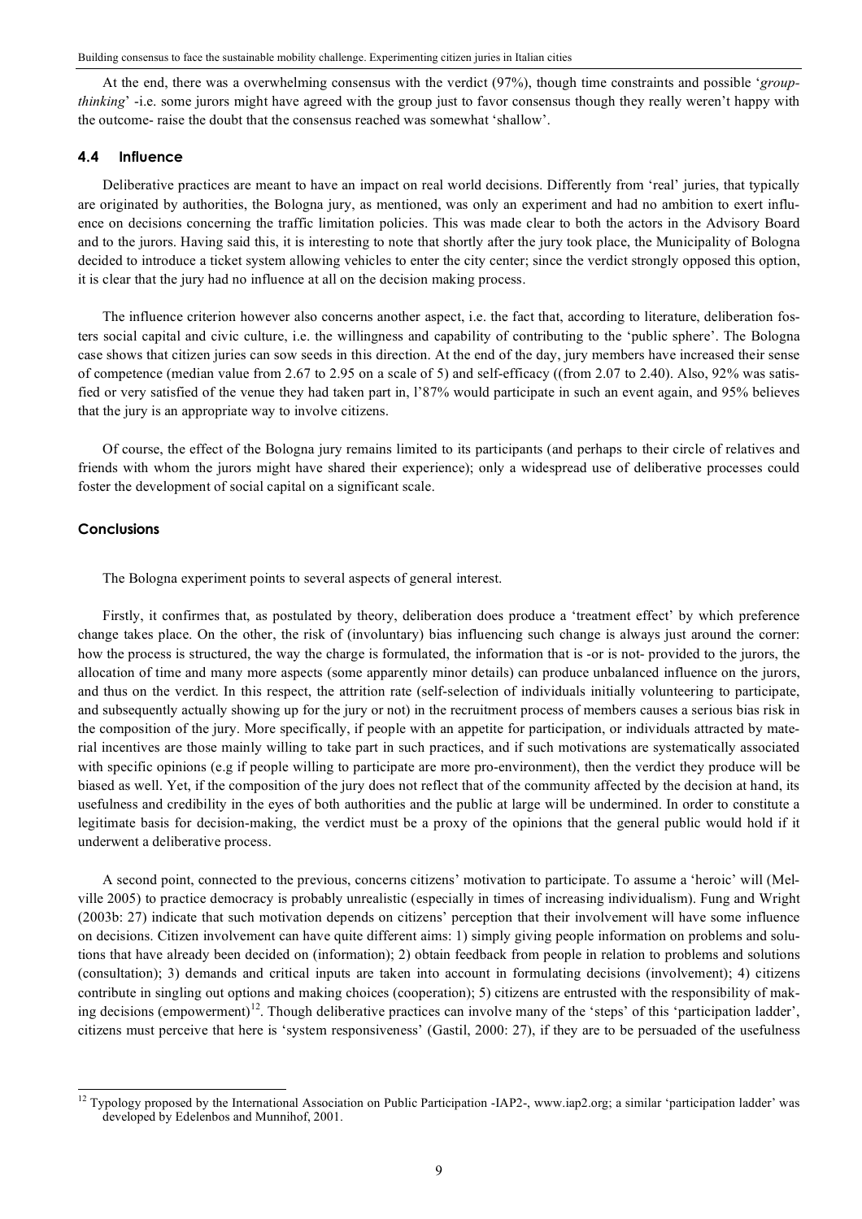At the end, there was a overwhelming consensus with the verdict (97%), though time constraints and possible '*group-thinking*' -i.e. some jurors might have agreed with the group just to favor consensus though they really weren't happy with the outcome- raise the doubt that the consensus reached was somewhat 'shallow'.

### 4.4 Influence

Deliberative practices are meant to have an impact on real world decisions. Differently from 'real' juries, that typically are originated by authorities, the Bologna jury, as mentioned, was only an experiment and had no ambition to exert influence on decisions concerning the traffic limitation policies. This was made clear to both the actors in the Advisory Board and to the jurors. Having said this, it is interesting to note that shortly after the jury took place, the Municipality of Bologna decided to introduce a ticket system allowing vehicles to enter the city center; since the verdict strongly opposed this option, it is clear that the jury had no influence at all on the decision making process.

The influence criterion however also concerns another aspect, i.e. the fact that, according to literature, deliberation fosters social capital and civic culture, i.e. the willingness and capability of contributing to the 'public sphere'. The Bologna case shows that citizen juries can sow seeds in this direction. At the end of the day, jury members have increased their sense of competence (median value from 2.67 to 2.95 on a scale of 5) and self-efficacy ((from 2.07 to 2.40). Also, 92% was satisfied or very satisfied of the venue they had taken part in, l'87% would participate in such an event again, and 95% believes that the jury is an appropriate way to involve citizens.

Of course, the effect of the Bologna jury remains limited to its participants (and perhaps to their circle of relatives and friends with whom the jurors might have shared their experience); only a widespread use of deliberative processes could foster the development of social capital on a significant scale.

### Conclusions

The Bologna experiment points to several aspects of general interest.

Firstly, it confirmes that, as postulated by theory, deliberation does produce a 'treatment effect' by which preference change takes place. On the other, the risk of (involuntary) bias influencing such change is always just around the corner: how the process is structured, the way the charge is formulated, the information that is -or is not- provided to the jurors, the allocation of time and many more aspects (some apparently minor details) can produce unbalanced influence on the jurors, and thus on the verdict. In this respect, the attrition rate (self-selection of individuals initially volunteering to participate, and subsequently actually showing up for the jury or not) in the recruitment process of members causes a serious bias risk in the composition of the jury. More specifically, if people with an appetite for participation, or individuals attracted by material incentives are those mainly willing to take part in such practices, and if such motivations are systematically associated with specific opinions (e.g if people willing to participate are more pro-environment), then the verdict they produce will be biased as well. Yet, if the composition of the jury does not reflect that of the community affected by the decision at hand, its usefulness and credibility in the eyes of both authorities and the public at large will be undermined. In order to constitute a legitimate basis for decision-making, the verdict must be a proxy of the opinions that the general public would hold if it underwent a deliberative process.

A second point, connected to the previous, concerns citizens' motivation to participate. To assume a 'heroic' will (Melville 2005) to practice democracy is probably unrealistic (especially in times of increasing individualism). Fung and Wright (2003b: 27) indicate that such motivation depends on citizens' perception that their involvement will have some influence on decisions. Citizen involvement can have quite different aims: 1) simply giving people information on problems and solutions that have already been decided on (information); 2) obtain feedback from people in relation to problems and solutions (consultation); 3) demands and critical inputs are taken into account in formulating decisions (involvement); 4) citizens contribute in singling out options and making choices (cooperation); 5) citizens are entrusted with the responsibility of making decisions (empowerment)[12]. Though deliberative practices can involve many of the 'steps' of this 'participation ladder', citizens must perceive that here is 'system responsiveness' (Gastil, 2000: 27), if they are to be persuaded of the usefulness

[12] Typology proposed by the International Association on Public Participation -IAP2-, www.iap2.org; a similar 'participation ladder' was developed by Edelenbos and Munnihof, 2001.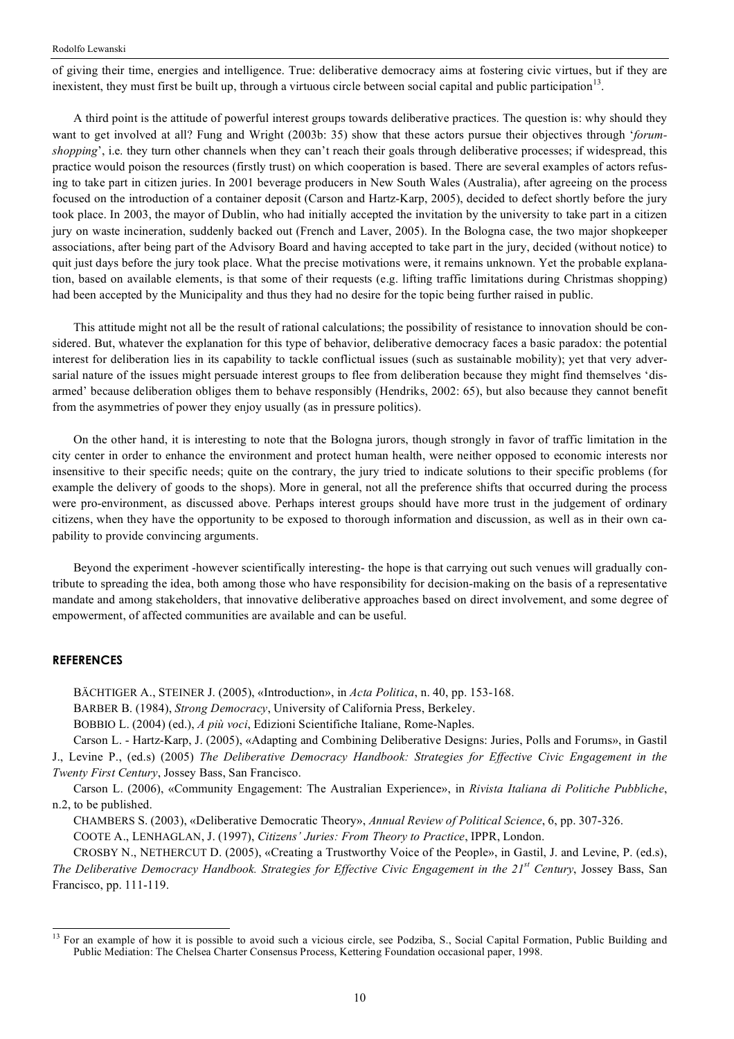of giving their time, energies and intelligence. True: deliberative democracy aims at fostering civic virtues, but if they are inexistent, they must first be built up, through a virtuous circle between social capital and public participation[13].

A third point is the attitude of powerful interest groups towards deliberative practices. The question is: why should they want to get involved at all? Fung and Wright (2003b: 35) show that these actors pursue their objectives through '*forum-shopping*', i.e. they turn other channels when they can't reach their goals through deliberative processes; if widespread, this practice would poison the resources (firstly trust) on which cooperation is based. There are several examples of actors refusing to take part in citizen juries. In 2001 beverage producers in New South Wales (Australia), after agreeing on the process focused on the introduction of a container deposit (Carson and Hartz-Karp, 2005), decided to defect shortly before the jury took place. In 2003, the mayor of Dublin, who had initially accepted the invitation by the university to take part in a citizen jury on waste incineration, suddenly backed out (French and Laver, 2005). In the Bologna case, the two major shopkeeper associations, after being part of the Advisory Board and having accepted to take part in the jury, decided (without notice) to quit just days before the jury took place. What the precise motivations were, it remains unknown. Yet the probable explanation, based on available elements, is that some of their requests (e.g. lifting traffic limitations during Christmas shopping) had been accepted by the Municipality and thus they had no desire for the topic being further raised in public.

This attitude might not all be the result of rational calculations; the possibility of resistance to innovation should be considered. But, whatever the explanation for this type of behavior, deliberative democracy faces a basic paradox: the potential interest for deliberation lies in its capability to tackle conflictual issues (such as sustainable mobility); yet that very adversarial nature of the issues might persuade interest groups to flee from deliberation because they might find themselves 'disarmed' because deliberation obliges them to behave responsibly (Hendriks, 2002: 65), but also because they cannot benefit from the asymmetries of power they enjoy usually (as in pressure politics).

On the other hand, it is interesting to note that the Bologna jurors, though strongly in favor of traffic limitation in the city center in order to enhance the environment and protect human health, were neither opposed to economic interests nor insensitive to their specific needs; quite on the contrary, the jury tried to indicate solutions to their specific problems (for example the delivery of goods to the shops). More in general, not all the preference shifts that occurred during the process were pro-environment, as discussed above. Perhaps interest groups should have more trust in the judgement of ordinary citizens, when they have the opportunity to be exposed to thorough information and discussion, as well as in their own capability to provide convincing arguments.

Beyond the experiment -however scientifically interesting- the hope is that carrying out such venues will gradually contribute to spreading the idea, both among those who have responsibility for decision-making on the basis of a representative mandate and among stakeholders, that innovative deliberative approaches based on direct involvement, and some degree of empowerment, of affected communities are available and can be useful.

## REFERENCES

BÄCHTIGER A., STEINER J. (2005), «Introduction», in *Acta Politica*, n. 40, pp. 153-168.

BARBER B. (1984), *Strong Democracy*, University of California Press, Berkeley.

BOBBIO L. (2004) (ed.), *A più voci*, Edizioni Scientifiche Italiane, Rome-Naples.

Carson L. - Hartz-Karp, J. (2005), «Adapting and Combining Deliberative Designs: Juries, Polls and Forums», in Gastil J., Levine P., (ed.s) (2005) *The Deliberative Democracy Handbook: Strategies for Effective Civic Engagement in the Twenty First Century*, Jossey Bass, San Francisco.

Carson L. (2006), «Community Engagement: The Australian Experience», in *Rivista Italiana di Politiche Pubbliche*, n.2, to be published.

CHAMBERS S. (2003), «Deliberative Democratic Theory», *Annual Review of Political Science*, 6, pp. 307-326.

COOTE A., LENHAGLAN, J. (1997), *Citizens' Juries: From Theory to Practice*, IPPR, London.

CROSBY N., NETHERCUT D. (2005), «Creating a Trustworthy Voice of the People», in Gastil, J. and Levine, P. (ed.s), *The Deliberative Democracy Handbook. Strategies for Effective Civic Engagement in the 21st Century*, Jossey Bass, San Francisco, pp. 111-119.

---

[13] For an example of how it is possible to avoid such a vicious circle, see Podziba, S., Social Capital Formation, Public Building and Public Mediation: The Chelsea Charter Consensus Process, Kettering Foundation occasional paper, 1998.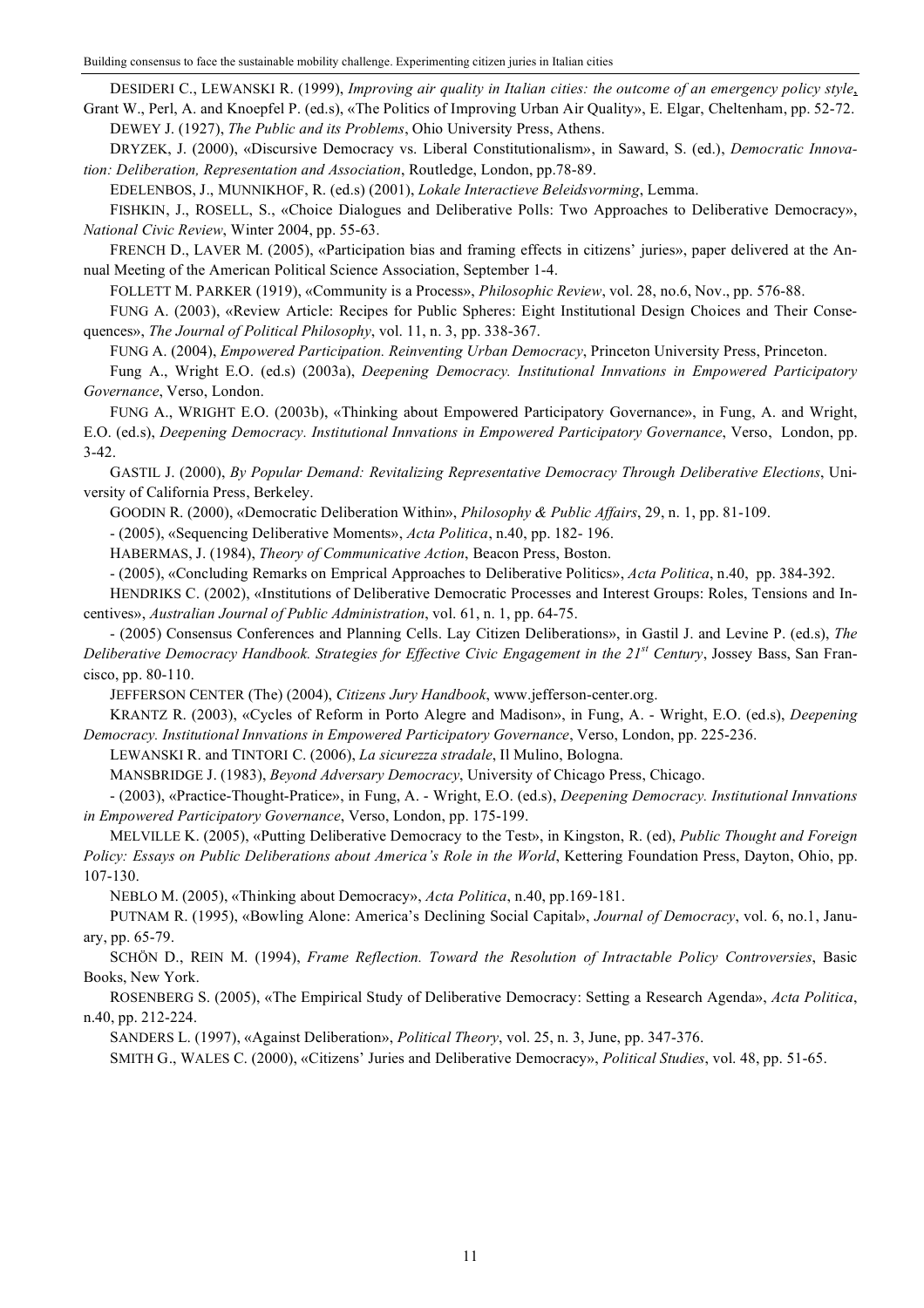DESIDERI C., LEWANSKI R. (1999), *Improving air quality in Italian cities: the outcome of an emergency policy style*, Grant W., Perl, A. and Knoepfel P. (ed.s), «The Politics of Improving Urban Air Quality», E. Elgar, Cheltenham, pp. 52-72.

DEWEY J. (1927), *The Public and its Problems*, Ohio University Press, Athens.

DRYZEK, J. (2000), «Discursive Democracy vs. Liberal Constitutionalism», in Saward, S. (ed.), *Democratic Innovation: Deliberation, Representation and Association*, Routledge, London, pp.78-89.

EDELENBOS, J., MUNNIKHOF, R. (ed.s) (2001), *Lokale Interactieve Beleidsvorming*, Lemma.

FISHKIN, J., ROSELL, S., «Choice Dialogues and Deliberative Polls: Two Approaches to Deliberative Democracy», *National Civic Review*, Winter 2004, pp. 55-63.

FRENCH D., LAVER M. (2005), «Participation bias and framing effects in citizens' juries», paper delivered at the Annual Meeting of the American Political Science Association, September 1-4.

FOLLETT M. PARKER (1919), «Community is a Process», *Philosophic Review*, vol. 28, no.6, Nov., pp. 576-88.

FUNG A. (2003), «Review Article: Recipes for Public Spheres: Eight Institutional Design Choices and Their Consequences», *The Journal of Political Philosophy*, vol. 11, n. 3, pp. 338-367.

FUNG A. (2004), *Empowered Participation. Reinventing Urban Democracy*, Princeton University Press, Princeton.

Fung A., Wright E.O. (ed.s) (2003a), *Deepening Democracy. Institutional Innvations in Empowered Participatory Governance*, Verso, London.

FUNG A., WRIGHT E.O. (2003b), «Thinking about Empowered Participatory Governance», in Fung, A. and Wright, E.O. (ed.s), *Deepening Democracy. Institutional Innvations in Empowered Participatory Governance*, Verso, London, pp. 3-42.

GASTIL J. (2000), *By Popular Demand: Revitalizing Representative Democracy Through Deliberative Elections*, University of California Press, Berkeley.

GOODIN R. (2000), «Democratic Deliberation Within», *Philosophy & Public Affairs*, 29, n. 1, pp. 81-109.

- (2005), «Sequencing Deliberative Moments», *Acta Politica*, n.40, pp. 182- 196.

HABERMAS, J. (1984), *Theory of Communicative Action*, Beacon Press, Boston.

- (2005), «Concluding Remarks on Emprical Approaches to Deliberative Politics», *Acta Politica*, n.40, pp. 384-392.

HENDRIKS C. (2002), «Institutions of Deliberative Democratic Processes and Interest Groups: Roles, Tensions and Incentives», *Australian Journal of Public Administration*, vol. 61, n. 1, pp. 64-75.

- (2005) Consensus Conferences and Planning Cells. Lay Citizen Deliberations», in Gastil J. and Levine P. (ed.s), *The Deliberative Democracy Handbook. Strategies for Effective Civic Engagement in the 21st Century*, Jossey Bass, San Francisco, pp. 80-110.

JEFFERSON CENTER (The) (2004), *Citizens Jury Handbook*, www.jefferson-center.org.

KRANTZ R. (2003), «Cycles of Reform in Porto Alegre and Madison», in Fung, A. - Wright, E.O. (ed.s), *Deepening Democracy. Institutional Innvations in Empowered Participatory Governance*, Verso, London, pp. 225-236.

LEWANSKI R. and TINTORI C. (2006), *La sicurezza stradale*, Il Mulino, Bologna.

MANSBRIDGE J. (1983), *Beyond Adversary Democracy*, University of Chicago Press, Chicago.

- (2003), «Practice-Thought-Pratice», in Fung, A. - Wright, E.O. (ed.s), *Deepening Democracy. Institutional Innvations in Empowered Participatory Governance*, Verso, London, pp. 175-199.

MELVILLE K. (2005), «Putting Deliberative Democracy to the Test», in Kingston, R. (ed), *Public Thought and Foreign Policy: Essays on Public Deliberations about America's Role in the World*, Kettering Foundation Press, Dayton, Ohio, pp. 107-130.

NEBLO M. (2005), «Thinking about Democracy», *Acta Politica*, n.40, pp.169-181.

PUTNAM R. (1995), «Bowling Alone: America's Declining Social Capital», *Journal of Democracy*, vol. 6, no.1, January, pp. 65-79.

SCHÖN D., REIN M. (1994), *Frame Reflection. Toward the Resolution of Intractable Policy Controversies*, Basic Books, New York.

ROSENBERG S. (2005), «The Empirical Study of Deliberative Democracy: Setting a Research Agenda», *Acta Politica*, n.40, pp. 212-224.

SANDERS L. (1997), «Against Deliberation», *Political Theory*, vol. 25, n. 3, June, pp. 347-376.

SMITH G., WALES C. (2000), «Citizens' Juries and Deliberative Democracy», *Political Studies*, vol. 48, pp. 51-65.